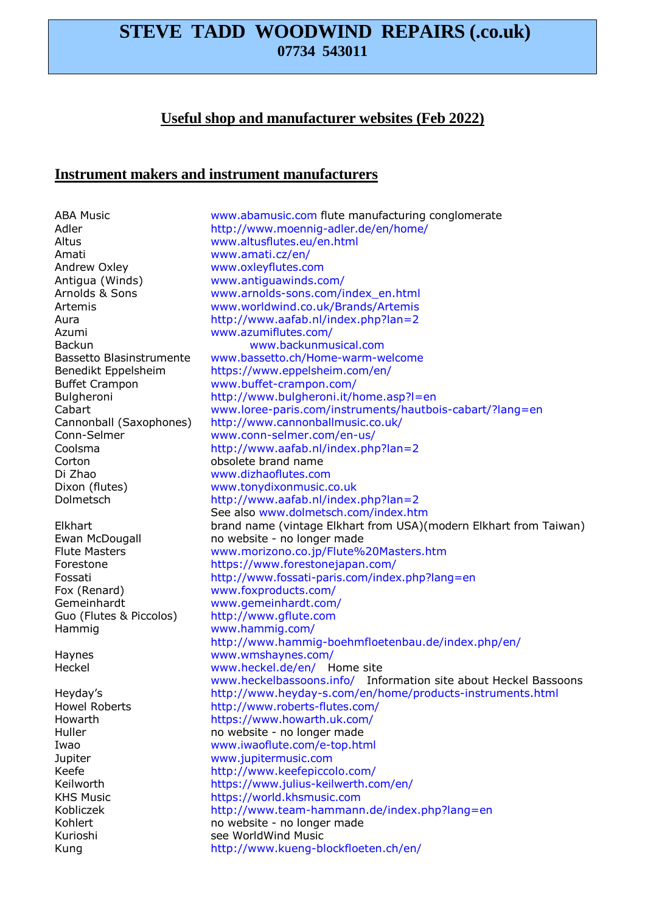# STEVE TADD WOODWIND REPAIRS (.co.uk)
**07734 543011**

## Useful shop and manufacturer websites (Feb 2022)

## Instrument makers and instrument manufacturers

| | |
|---|---|
| ABA Music | www.abamusic.com flute manufacturing conglomerate |
| Adler | http://www.moennig-adler.de/en/home/ |
| Altus | www.altusflutes.eu/en.html |
| Amati | www.amati.cz/en/ |
| Andrew Oxley | www.oxleyflutes.com |
| Antigua (Winds) | www.antiguawinds.com/ |
| Arnolds & Sons | www.arnolds-sons.com/index_en.html |
| Artemis | www.worldwind.co.uk/Brands/Artemis |
| Aura | http://www.aafab.nl/index.php?lan=2 |
| Azumi | www.azumiflutes.com/ |
| Backun | www.backunmusical.com |
| Bassetto Blasinstrumente | www.bassetto.ch/Home-warm-welcome |
| Benedikt Eppelsheim | https://www.eppelsheim.com/en/ |
| Buffet Crampon | www.buffet-crampon.com/ |
| Bulgheroni | http://www.bulgheroni.it/home.asp?l=en |
| Cabart | www.loree-paris.com/instruments/hautbois-cabart/?lang=en |
| Cannonball (Saxophones) | http://www.cannonballmusic.co.uk/ |
| Conn-Selmer | www.conn-selmer.com/en-us/ |
| Coolsma | http://www.aafab.nl/index.php?lan=2 |
| Corton | obsolete brand name |
| Di Zhao | www.dizhaoflutes.com |
| Dixon (flutes) | www.tonydixonmusic.co.uk |
| Dolmetsch | http://www.aafab.nl/index.php?lan=2<br>See also www.dolmetsch.com/index.htm |
| Elkhart | brand name (vintage Elkhart from USA)(modern Elkhart from Taiwan) |
| Ewan McDougall | no website - no longer made |
| Flute Masters | www.morizono.co.jp/Flute%20Masters.htm |
| Forestone | https://www.forestonejapan.com/ |
| Fossati | http://www.fossati-paris.com/index.php?lang=en |
| Fox (Renard) | www.foxproducts.com/ |
| Gemeinhardt | www.gemeinhardt.com/ |
| Guo (Flutes & Piccolos) | http://www.gflute.com |
| Hammig | www.hammig.com/<br>http://www.hammig-boehmfloetenbau.de/index.php/en/ |
| Haynes | www.wmshaynes.com/ |
| Heckel | www.heckel.de/en/ Home site<br>www.heckelbassoons.info/ Information site about Heckel Bassoons |
| Heyday's | http://www.heyday-s.com/en/home/products-instruments.html |
| Howel Roberts | http://www.roberts-flutes.com/ |
| Howarth | https://www.howarth.uk.com/ |
| Huller | no website - no longer made |
| Iwao | www.iwaoflute.com/e-top.html |
| Jupiter | www.jupitermusic.com |
| Keefe | http://www.keefepiccolo.com/ |
| Keilworth | https://www.julius-keilwerth.com/en/ |
| KHS Music | https://world.khsmusic.com |
| Kobliczek | http://www.team-hammann.de/index.php?lang=en |
| Kohlert | no website - no longer made |
| Kurioshi | see WorldWind Music |
| Kung | http://www.kueng-blockfloeten.ch/en/ |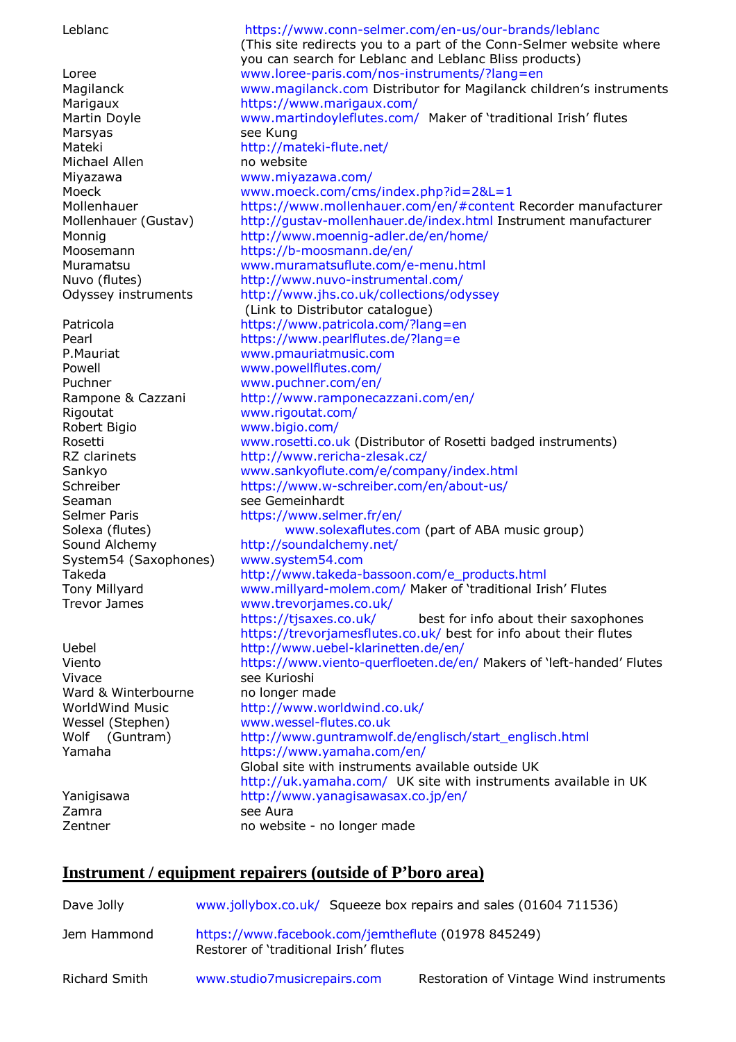| | |
|---|---|
| Leblanc | https://www.conn-selmer.com/en-us/our-brands/leblanc (This site redirects you to a part of the Conn-Selmer website where you can search for Leblanc and Leblanc Bliss products) |
| Loree | www.loree-paris.com/nos-instruments/?lang=en |
| Magilanck | www.magilanck.com Distributor for Magilanck children's instruments |
| Marigaux | https://www.marigaux.com/ |
| Martin Doyle | www.martindoyleflutes.com/ Maker of 'traditional Irish' flutes |
| Marsyas | see Kung |
| Mateki | http://mateki-flute.net/ |
| Michael Allen | no website |
| Miyazawa | www.miyazawa.com/ |
| Moeck | www.moeck.com/cms/index.php?id=2&L=1 |
| Mollenhauer | https://www.mollenhauer.com/en/#content Recorder manufacturer |
| Mollenhauer (Gustav) | http://gustav-mollenhauer.de/index.html Instrument manufacturer |
| Monnig | http://www.moennig-adler.de/en/home/ |
| Moosemann | https://b-moosmann.de/en/ |
| Muramatsu | www.muramatsuflute.com/e-menu.html |
| Nuvo (flutes) | http://www.nuvo-instrumental.com/ |
| Odyssey instruments | http://www.jhs.co.uk/collections/odyssey (Link to Distributor catalogue) |
| Patricola | https://www.patricola.com/?lang=en |
| Pearl | https://www.pearlflutes.de/?lang=e |
| P.Mauriat | www.pmauriatmusic.com |
| Powell | www.powellflutes.com/ |
| Puchner | www.puchner.com/en/ |
| Rampone & Cazzani | http://www.ramponecazzani.com/en/ |
| Rigoutat | www.rigoutat.com/ |
| Robert Bigio | www.bigio.com/ |
| Rosetti | www.rosetti.co.uk (Distributor of Rosetti badged instruments) |
| RZ clarinets | http://www.rericha-zlesak.cz/ |
| Sankyo | www.sankyoflute.com/e/company/index.html |
| Schreiber | https://www.w-schreiber.com/en/about-us/ |
| Seaman | see Gemeinhardt |
| Selmer Paris | https://www.selmer.fr/en/ |
| Solexa (flutes) | www.solexaflutes.com (part of ABA music group) |
| Sound Alchemy | http://soundalchemy.net/ |
| System54 (Saxophones) | www.system54.com |
| Takeda | http://www.takeda-bassoon.com/e_products.html |
| Tony Millyard | www.millyard-molem.com/ Maker of 'traditional Irish' Flutes |
| Trevor James | www.trevorjames.co.uk/ https://tjsaxes.co.uk/ best for info about their saxophones https://trevorjamesflutes.co.uk/ best for info about their flutes |
| Uebel | http://www.uebel-klarinetten.de/en/ |
| Viento | https://www.viento-querfloeten.de/en/ Makers of 'left-handed' Flutes |
| Vivace | see Kurioshi |
| Ward & Winterbourne | no longer made |
| WorldWind Music | http://www.worldwind.co.uk/ |
| Wessel (Stephen) | www.wessel-flutes.co.uk |
| Wolf (Guntram) | http://www.guntramwolf.de/englisch/start_englisch.html |
| Yamaha | https://www.yamaha.com/en/ Global site with instruments available outside UK http://uk.yamaha.com/ UK site with instruments available in UK |
| Yanigisawa | http://www.yanagisawasax.co.jp/en/ |
| Zamra | see Aura |
| Zentner | no website - no longer made |

## Instrument / equipment repairers (outside of P'boro area)

| | |
|---|---|
| Dave Jolly | www.jollybox.co.uk/ Squeeze box repairs and sales (01604 711536) |
| Jem Hammond | https://www.facebook.com/jemtheflute (01978 845249) Restorer of 'traditional Irish' flutes |
| Richard Smith | www.studio7musicrepairs.com Restoration of Vintage Wind instruments |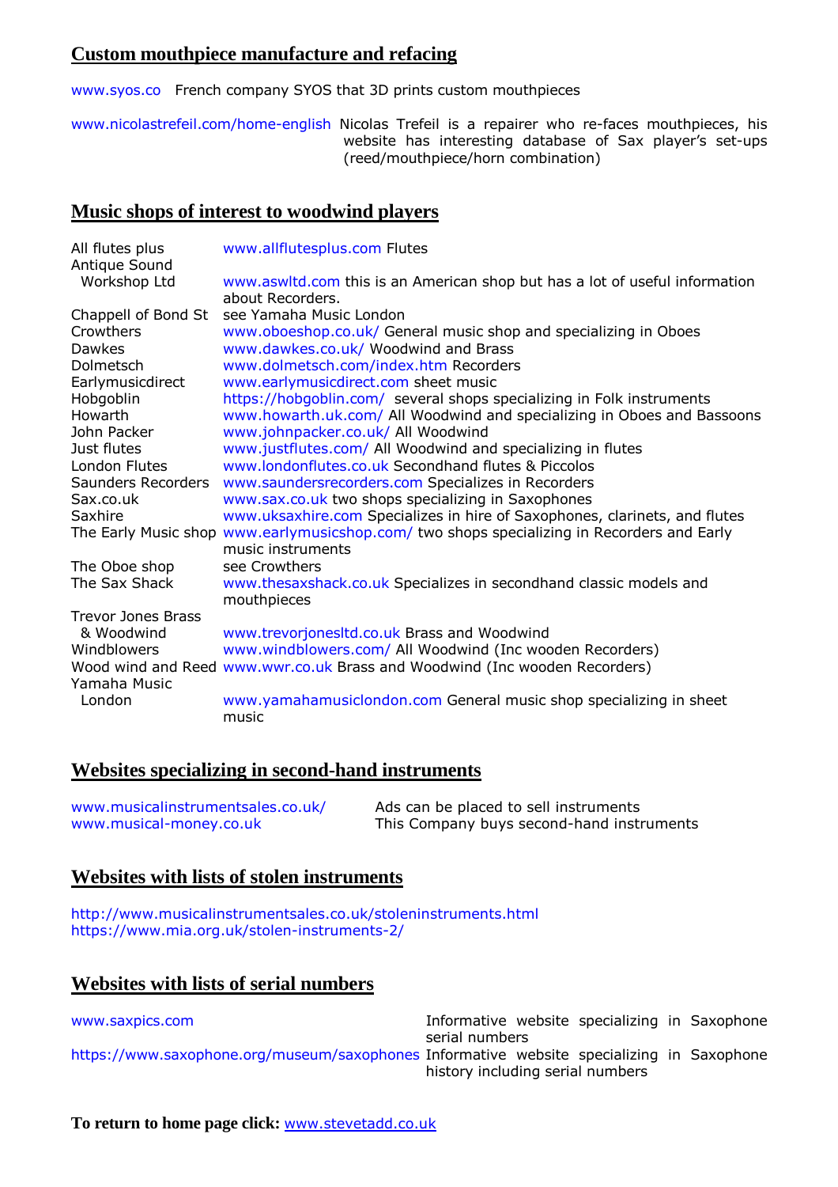## Custom mouthpiece manufacture and refacing

www.syos.co French company SYOS that 3D prints custom mouthpieces

www.nicolastrefeil.com/home-english Nicolas Trefeil is a repairer who re-faces mouthpieces, his website has interesting database of Sax player's set-ups (reed/mouthpiece/horn combination)

## Music shops of interest to woodwind players

| | |
|---|---|
| All flutes plus | www.allflutesplus.com Flutes |
| Antique Sound Workshop Ltd | www.aswltd.com this is an American shop but has a lot of useful information about Recorders. |
| Chappell of Bond St | see Yamaha Music London |
| Crowthers | www.oboeshop.co.uk/ General music shop and specializing in Oboes |
| Dawkes | www.dawkes.co.uk/ Woodwind and Brass |
| Dolmetsch | www.dolmetsch.com/index.htm Recorders |
| Earlymusicdirect | www.earlymusicdirect.com sheet music |
| Hobgoblin | https://hobgoblin.com/ several shops specializing in Folk instruments |
| Howarth | www.howarth.uk.com/ All Woodwind and specializing in Oboes and Bassoons |
| John Packer | www.johnpacker.co.uk/ All Woodwind |
| Just flutes | www.justflutes.com/ All Woodwind and specializing in flutes |
| London Flutes | www.londonflutes.co.uk Secondhand flutes & Piccolos |
| Saunders Recorders | www.saundersrecorders.com Specializes in Recorders |
| Sax.co.uk | www.sax.co.uk two shops specializing in Saxophones |
| Saxhire | www.uksaxhire.com Specializes in hire of Saxophones, clarinets, and flutes |
| The Early Music shop | www.earlymusicshop.com/ two shops specializing in Recorders and Early music instruments |
| The Oboe shop | see Crowthers |
| The Sax Shack | www.thesaxshack.co.uk Specializes in secondhand classic models and mouthpieces |
| Trevor Jones Brass & Woodwind | www.trevorjonesltd.co.uk Brass and Woodwind |
| Windblowers | www.windblowers.com/ All Woodwind (Inc wooden Recorders) |
| Wood wind and Reed | www.wwr.co.uk Brass and Woodwind (Inc wooden Recorders) |
| Yamaha Music London | www.yamahamusiclondon.com General music shop specializing in sheet music |

## Websites specializing in second-hand instruments

| | |
|---|---|
| www.musicalinstrumentsales.co.uk/ | Ads can be placed to sell instruments |
| www.musical-money.co.uk | This Company buys second-hand instruments |

## Websites with lists of stolen instruments

http://www.musicalinstrumentsales.co.uk/stoleninstruments.html
https://www.mia.org.uk/stolen-instruments-2/

## Websites with lists of serial numbers

| | |
|---|---|
| www.saxpics.com | Informative website specializing in Saxophone serial numbers |
| https://www.saxophone.org/museum/saxophones | Informative website specializing in Saxophone history including serial numbers |

**To return to home page click:** www.stevetadd.co.uk